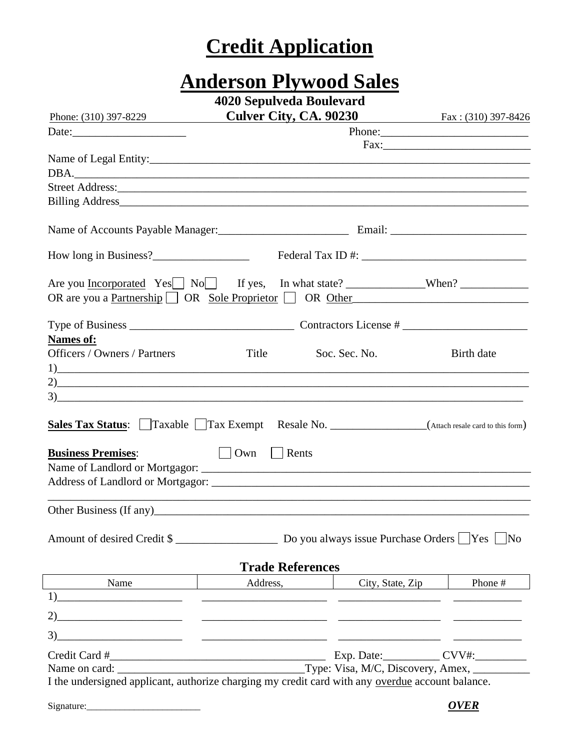# Credit Application

# Anderson Plywood Sales

**4020 Sepulveda Boulevard**

Phone: (310) 397-8229 **Culver City, CA. 90230** Fax : (310) 397-8426

Date:____________________ Phone:__________________________

Fax:__________________________

Name of Legal Entity:_______________________________________________________________________

DBA.________________________________________________________________________________

Street Address:_______________________________________________________________________

Billing Address_______________________________________________________________________

Name of Accounts Payable Manager:_______________________ Email: ________________________

How long in Business?_________________ Federal Tax ID #: _____________________________

Are you Incorporated Yes☐ No☐ If yes, In what state? ______________When? ____________

OR are you a Partnership ☐ OR Sole Proprietor ☐ OR Other_______________________________

Type of Business _____________________________ Contractors License # ______________________

**Names of:**

Officers / Owners / Partners Title Soc. Sec. No. Birth date

1)________________________________________________________________________________

2)________________________________________________________________________________

3)________________________________________________________________________________

**Sales Tax Status**: ☐Taxable ☐Tax Exempt Resale No. _________________(Attach resale card to this form)

**Business Premises**: ☐ Own ☐ Rents

Name of Landlord or Mortgagor: _____________________________________________________________

Address of Landlord or Mortgagor: ___________________________________________________________

________________________________________________________________________________

Other Business (If any)______________________________________________________________________

Amount of desired Credit $ __________________ Do you always issue Purchase Orders ☐Yes ☐No

### Trade References

| Name | Address, | City, State, Zip | Phone # |
|---|---|---|---|
| 1)______________________ | ______________________ | __________________ | ____________ |
| 2)______________________ | ______________________ | __________________ | ____________ |
| 3)______________________ | ______________________ | __________________ | ____________ |

Credit Card #______________________________________ Exp. Date:__________ CVV#:_________

Name on card: _________________________________Type: Visa, M/C, Discovery, Amex, __________

I the undersigned applicant, authorize charging my credit card with any overdue account balance.

Signature:________________________ ***OVER***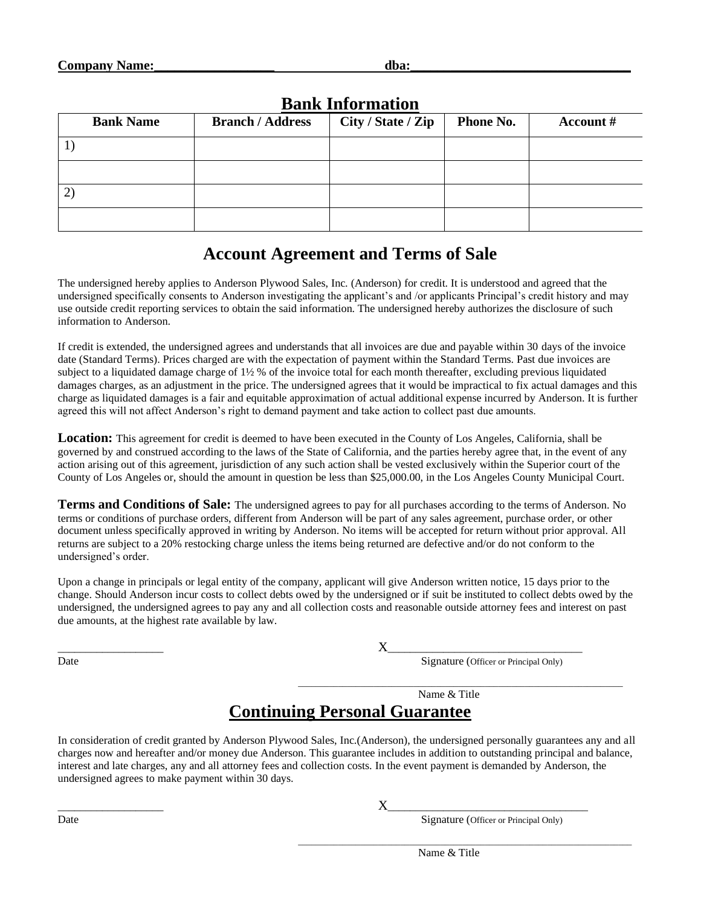**Company Name:__________________** **dba:________________________________**

## Bank Information

| Bank Name | Branch / Address | City / State / Zip | Phone No. | Account # |
|---|---|---|---|---|
| 1) | | | | |
| | | | | |
| 2) | | | | |
| | | | | |

## Account Agreement and Terms of Sale

The undersigned hereby applies to Anderson Plywood Sales, Inc. (Anderson) for credit. It is understood and agreed that the undersigned specifically consents to Anderson investigating the applicant's and /or applicants Principal's credit history and may use outside credit reporting services to obtain the said information. The undersigned hereby authorizes the disclosure of such information to Anderson.

If credit is extended, the undersigned agrees and understands that all invoices are due and payable within 30 days of the invoice date (Standard Terms). Prices charged are with the expectation of payment within the Standard Terms. Past due invoices are subject to a liquidated damage charge of 1½ % of the invoice total for each month thereafter, excluding previous liquidated damages charges, as an adjustment in the price. The undersigned agrees that it would be impractical to fix actual damages and this charge as liquidated damages is a fair and equitable approximation of actual additional expense incurred by Anderson. It is further agreed this will not affect Anderson's right to demand payment and take action to collect past due amounts.

**Location:** This agreement for credit is deemed to have been executed in the County of Los Angeles, California, shall be governed by and construed according to the laws of the State of California, and the parties hereby agree that, in the event of any action arising out of this agreement, jurisdiction of any such action shall be vested exclusively within the Superior court of the County of Los Angeles or, should the amount in question be less than $25,000.00, in the Los Angeles County Municipal Court.

**Terms and Conditions of Sale:** The undersigned agrees to pay for all purchases according to the terms of Anderson. No terms or conditions of purchase orders, different from Anderson will be part of any sales agreement, purchase order, or other document unless specifically approved in writing by Anderson. No items will be accepted for return without prior approval. All returns are subject to a 20% restocking charge unless the items being returned are defective and/or do not conform to the undersigned's order.

Upon a change in principals or legal entity of the company, applicant will give Anderson written notice, 15 days prior to the change. Should Anderson incur costs to collect debts owed by the undersigned or if suit be instituted to collect debts owed by the undersigned, the undersigned agrees to pay any and all collection costs and reasonable outside attorney fees and interest on past due amounts, at the highest rate available by law.

__________________ X________________________________

Date Signature (Officer or Principal Only)

________________________________________________________

Name & Title

## Continuing Personal Guarantee

In consideration of credit granted by Anderson Plywood Sales, Inc.(Anderson), the undersigned personally guarantees any and all charges now and hereafter and/or money due Anderson. This guarantee includes in addition to outstanding principal and balance, interest and late charges, any and all attorney fees and collection costs. In the event payment is demanded by Anderson, the undersigned agrees to make payment within 30 days.

__________________ X________________________________

Date Signature (Officer or Principal Only)

________________________________________________________

Name & Title